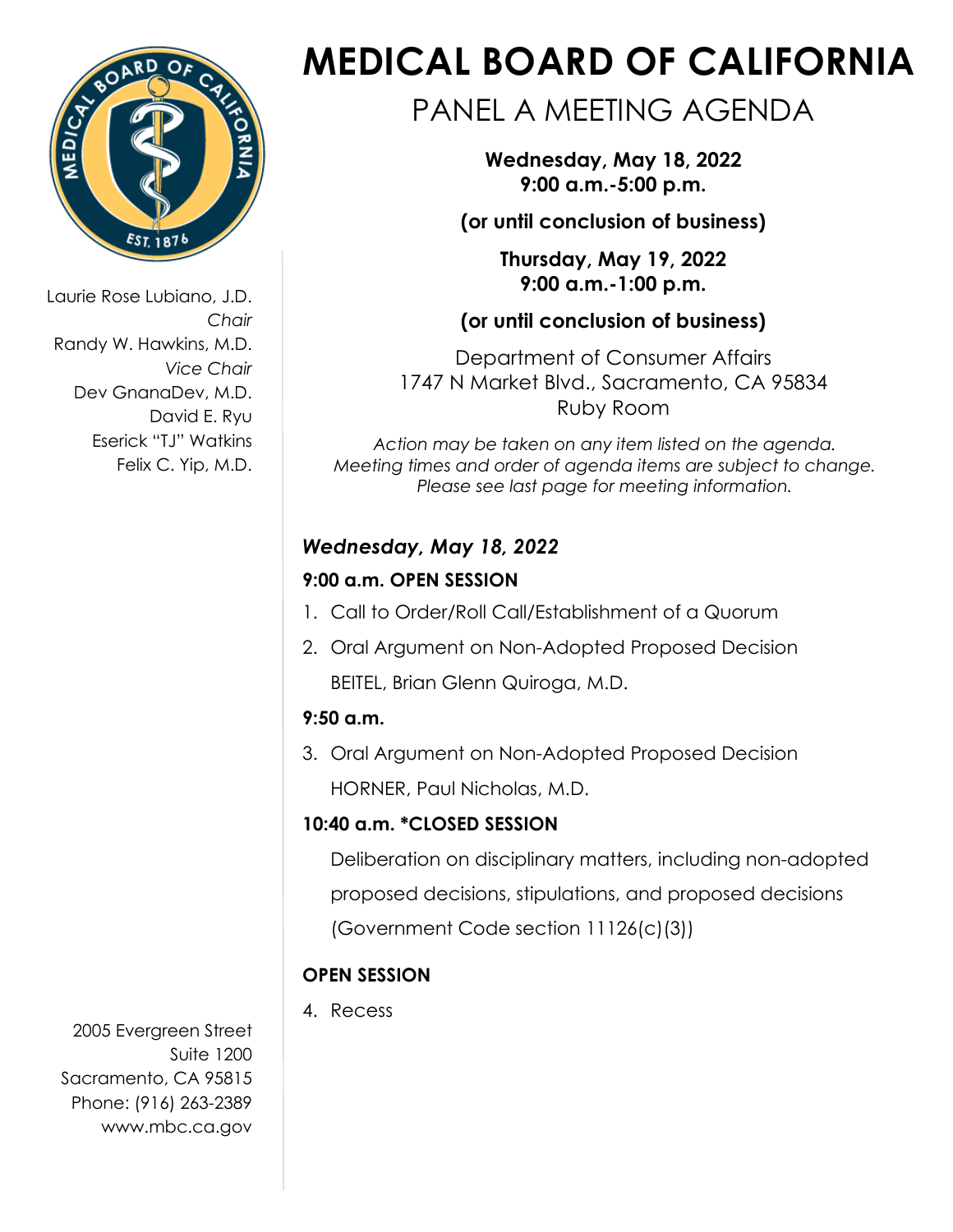# MEDICAL BOARD OF CALIFORNIA

## PANEL A MEETING AGENDA

**Wednesday, May 18, 2022**
**9:00 a.m.-5:00 p.m.**

**(or until conclusion of business)**

**Thursday, May 19, 2022**
**9:00 a.m.-1:00 p.m.**

**(or until conclusion of business)**

Department of Consumer Affairs
1747 N Market Blvd., Sacramento, CA 95834
Ruby Room

*Action may be taken on any item listed on the agenda.*
*Meeting times and order of agenda items are subject to change.*
*Please see last page for meeting information.*

Laurie Rose Lubiano, J.D.
*Chair*
Randy W. Hawkins, M.D.
*Vice Chair*
Dev GnanaDev, M.D.
David E. Ryu
Eserick "TJ" Watkins
Felix C. Yip, M.D.

2005 Evergreen Street
Suite 1200
Sacramento, CA 95815
Phone: (916) 263-2389
www.mbc.ca.gov

### *Wednesday, May 18, 2022*

**9:00 a.m. OPEN SESSION**

1. Call to Order/Roll Call/Establishment of a Quorum
2. Oral Argument on Non-Adopted Proposed Decision

   BEITEL, Brian Glenn Quiroga, M.D.

**9:50 a.m.**

3. Oral Argument on Non-Adopted Proposed Decision

   HORNER, Paul Nicholas, M.D.

**10:40 a.m. *CLOSED SESSION**

Deliberation on disciplinary matters, including non-adopted proposed decisions, stipulations, and proposed decisions (Government Code section 11126(c)(3))

**OPEN SESSION**

4. Recess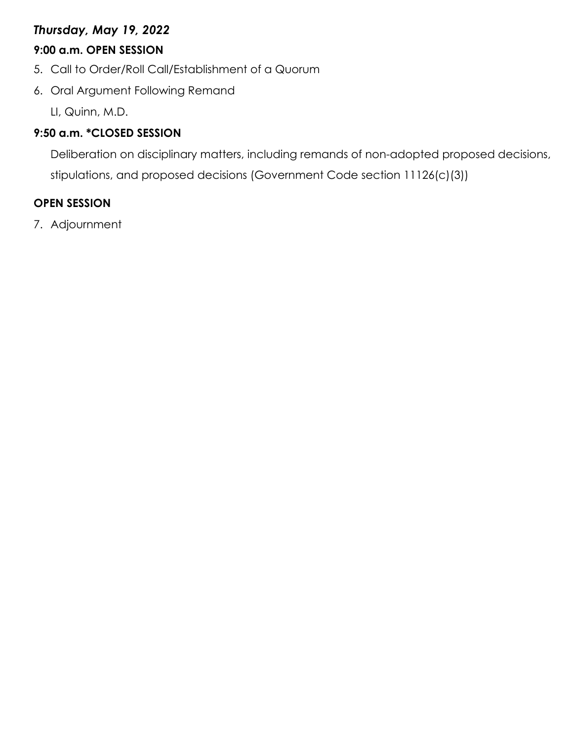***Thursday, May 19, 2022***

**9:00 a.m. OPEN SESSION**

5. Call to Order/Roll Call/Establishment of a Quorum
6. Oral Argument Following Remand

   LI, Quinn, M.D.

**9:50 a.m. *CLOSED SESSION**

Deliberation on disciplinary matters, including remands of non-adopted proposed decisions, stipulations, and proposed decisions (Government Code section 11126(c)(3))

**OPEN SESSION**

7. Adjournment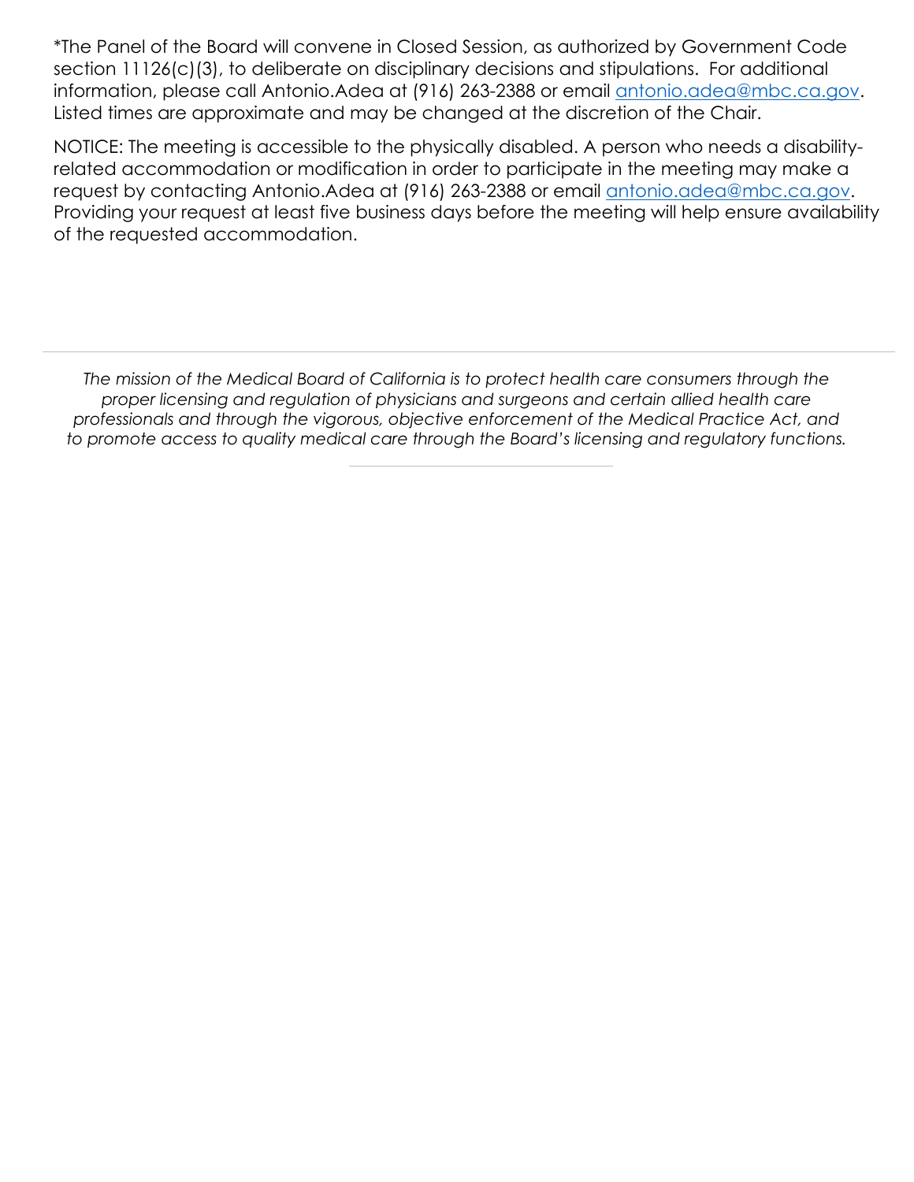*The Panel of the Board will convene in Closed Session, as authorized by Government Code section 11126(c)(3), to deliberate on disciplinary decisions and stipulations. For additional information, please call Antonio.Adea at (916) 263-2388 or email antonio.adea@mbc.ca.gov. Listed times are approximate and may be changed at the discretion of the Chair.

NOTICE: The meeting is accessible to the physically disabled. A person who needs a disability-related accommodation or modification in order to participate in the meeting may make a request by contacting Antonio.Adea at (916) 263-2388 or email antonio.adea@mbc.ca.gov. Providing your request at least five business days before the meeting will help ensure availability of the requested accommodation.

---

*The mission of the Medical Board of California is to protect health care consumers through the proper licensing and regulation of physicians and surgeons and certain allied health care professionals and through the vigorous, objective enforcement of the Medical Practice Act, and to promote access to quality medical care through the Board's licensing and regulatory functions.*